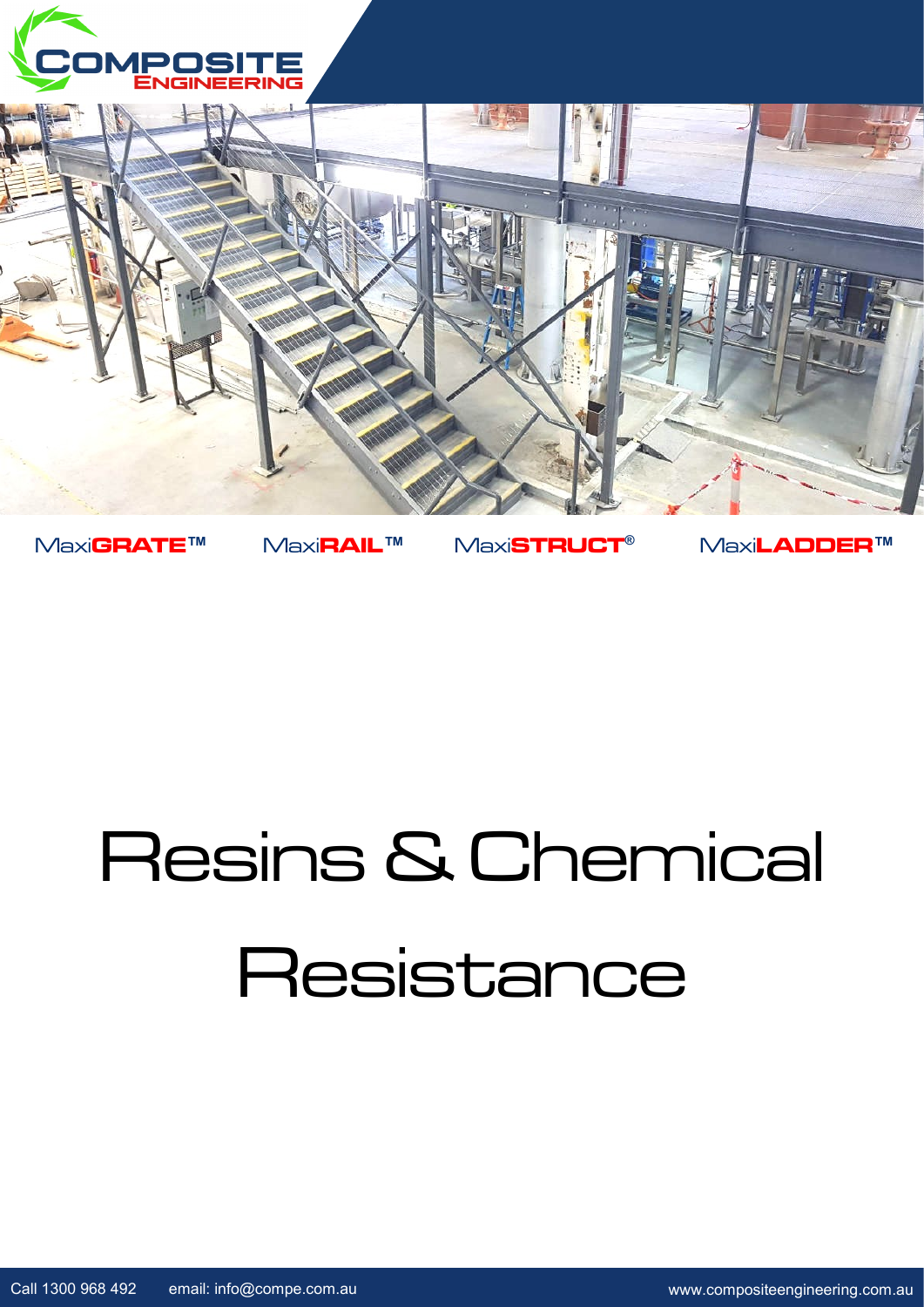COMPOSITE ENGINEERING

MaxiGRATE™ MaxiRAIL™ MaxiSTRUCT® MaxiLADDER™

# Resins & Chemical Resistance

Call 1300 968 492 email: info@compe.com.au www.compositeengineering.com.au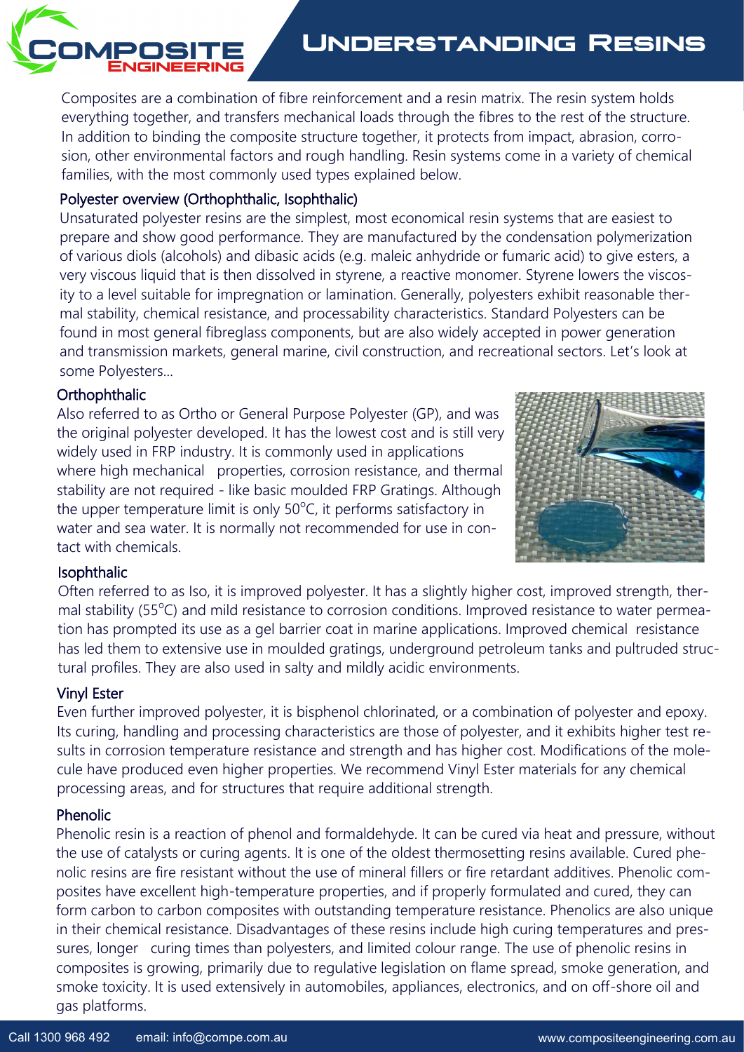# Understanding Resins

Composites are a combination of fibre reinforcement and a resin matrix. The resin system holds everything together, and transfers mechanical loads through the fibres to the rest of the structure. In addition to binding the composite structure together, it protects from impact, abrasion, corrosion, other environmental factors and rough handling. Resin systems come in a variety of chemical families, with the most commonly used types explained below.

## Polyester overview (Orthophthalic, Isophthalic)

Unsaturated polyester resins are the simplest, most economical resin systems that are easiest to prepare and show good performance. They are manufactured by the condensation polymerization of various diols (alcohols) and dibasic acids (e.g. maleic anhydride or fumaric acid) to give esters, a very viscous liquid that is then dissolved in styrene, a reactive monomer. Styrene lowers the viscosity to a level suitable for impregnation or lamination. Generally, polyesters exhibit reasonable thermal stability, chemical resistance, and processability characteristics. Standard Polyesters can be found in most general fibreglass components, but are also widely accepted in power generation and transmission markets, general marine, civil construction, and recreational sectors. Let's look at some Polyesters...

### Orthophthalic

Also referred to as Ortho or General Purpose Polyester (GP), and was the original polyester developed. It has the lowest cost and is still very widely used in FRP industry. It is commonly used in applications where high mechanical properties, corrosion resistance, and thermal stability are not required - like basic moulded FRP Gratings. Although the upper temperature limit is only 50°C, it performs satisfactory in water and sea water. It is normally not recommended for use in contact with chemicals.

### Isophthalic

Often referred to as Iso, it is improved polyester. It has a slightly higher cost, improved strength, thermal stability (55°C) and mild resistance to corrosion conditions. Improved resistance to water permeation has prompted its use as a gel barrier coat in marine applications. Improved chemical resistance has led them to extensive use in moulded gratings, underground petroleum tanks and pultruded structural profiles. They are also used in salty and mildly acidic environments.

### Vinyl Ester

Even further improved polyester, it is bisphenol chlorinated, or a combination of polyester and epoxy. Its curing, handling and processing characteristics are those of polyester, and it exhibits higher test results in corrosion temperature resistance and strength and has higher cost. Modifications of the molecule have produced even higher properties. We recommend Vinyl Ester materials for any chemical processing areas, and for structures that require additional strength.

### Phenolic

Phenolic resin is a reaction of phenol and formaldehyde. It can be cured via heat and pressure, without the use of catalysts or curing agents. It is one of the oldest thermosetting resins available. Cured phenolic resins are fire resistant without the use of mineral fillers or fire retardant additives. Phenolic composites have excellent high-temperature properties, and if properly formulated and cured, they can form carbon to carbon composites with outstanding temperature resistance. Phenolics are also unique in their chemical resistance. Disadvantages of these resins include high curing temperatures and pressures, longer curing times than polyesters, and limited colour range. The use of phenolic resins in composites is growing, primarily due to regulative legislation on flame spread, smoke generation, and smoke toxicity. It is used extensively in automobiles, appliances, electronics, and on off-shore oil and gas platforms.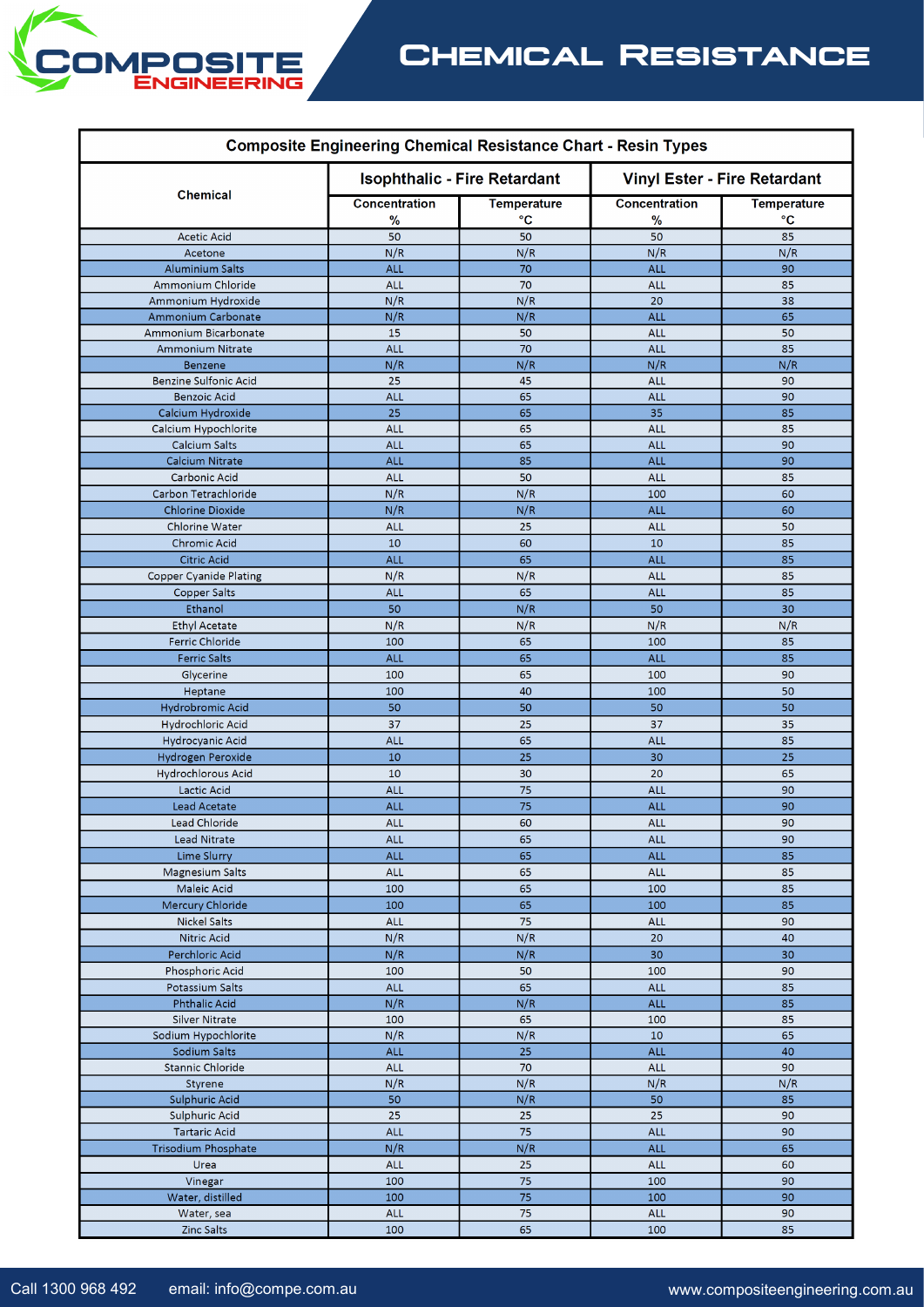# Chemical Resistance

| Composite Engineering Chemical Resistance Chart - Resin Types | | | | |
|---|---|---|---|---|
| Chemical | Isophthalic - Fire Retardant | | Vinyl Ester - Fire Retardant | |
| | Concentration % | Temperature °C | Concentration % | Temperature °C |
| Acetic Acid | 50 | 50 | 50 | 85 |
| Acetone | N/R | N/R | N/R | N/R |
| Aluminium Salts | ALL | 70 | ALL | 90 |
| Ammonium Chloride | ALL | 70 | ALL | 85 |
| Ammonium Hydroxide | N/R | N/R | 20 | 38 |
| Ammonium Carbonate | N/R | N/R | ALL | 65 |
| Ammonium Bicarbonate | 15 | 50 | ALL | 50 |
| Ammonium Nitrate | ALL | 70 | ALL | 85 |
| Benzene | N/R | N/R | N/R | N/R |
| Benzine Sulfonic Acid | 25 | 45 | ALL | 90 |
| Benzoic Acid | ALL | 65 | ALL | 90 |
| Calcium Hydroxide | 25 | 65 | 35 | 85 |
| Calcium Hypochlorite | ALL | 65 | ALL | 85 |
| Calcium Salts | ALL | 65 | ALL | 90 |
| Calcium Nitrate | ALL | 85 | ALL | 90 |
| Carbonic Acid | ALL | 50 | ALL | 85 |
| Carbon Tetrachloride | N/R | N/R | 100 | 60 |
| Chlorine Dioxide | N/R | N/R | ALL | 60 |
| Chlorine Water | ALL | 25 | ALL | 50 |
| Chromic Acid | 10 | 60 | 10 | 85 |
| Citric Acid | ALL | 65 | ALL | 85 |
| Copper Cyanide Plating | N/R | N/R | ALL | 85 |
| Copper Salts | ALL | 65 | ALL | 85 |
| Ethanol | 50 | N/R | 50 | 30 |
| Ethyl Acetate | N/R | N/R | N/R | N/R |
| Ferric Chloride | 100 | 65 | 100 | 85 |
| Ferric Salts | ALL | 65 | ALL | 85 |
| Glycerine | 100 | 65 | 100 | 90 |
| Heptane | 100 | 40 | 100 | 50 |
| Hydrobromic Acid | 50 | 50 | 50 | 50 |
| Hydrochloric Acid | 37 | 25 | 37 | 35 |
| Hydrocyanic Acid | ALL | 65 | ALL | 85 |
| Hydrogen Peroxide | 10 | 25 | 30 | 25 |
| Hydrochlorous Acid | 10 | 30 | 20 | 65 |
| Lactic Acid | ALL | 75 | ALL | 90 |
| Lead Acetate | ALL | 75 | ALL | 90 |
| Lead Chloride | ALL | 60 | ALL | 90 |
| Lead Nitrate | ALL | 65 | ALL | 90 |
| Lime Slurry | ALL | 65 | ALL | 85 |
| Magnesium Salts | ALL | 65 | ALL | 85 |
| Maleic Acid | 100 | 65 | 100 | 85 |
| Mercury Chloride | 100 | 65 | 100 | 85 |
| Nickel Salts | ALL | 75 | ALL | 90 |
| Nitric Acid | N/R | N/R | 20 | 40 |
| Perchloric Acid | N/R | N/R | 30 | 30 |
| Phosphoric Acid | 100 | 50 | 100 | 90 |
| Potassium Salts | ALL | 65 | ALL | 85 |
| Phthalic Acid | N/R | N/R | ALL | 85 |
| Silver Nitrate | 100 | 65 | 100 | 85 |
| Sodium Hypochlorite | N/R | N/R | 10 | 65 |
| Sodium Salts | ALL | 25 | ALL | 40 |
| Stannic Chloride | ALL | 70 | ALL | 90 |
| Styrene | N/R | N/R | N/R | N/R |
| Sulphuric Acid | 50 | N/R | 50 | 85 |
| Sulphuric Acid | 25 | 25 | 25 | 90 |
| Tartaric Acid | ALL | 75 | ALL | 90 |
| Trisodium Phosphate | N/R | N/R | ALL | 65 |
| Urea | ALL | 25 | ALL | 60 |
| Vinegar | 100 | 75 | 100 | 90 |
| Water, distilled | 100 | 75 | 100 | 90 |
| Water, sea | ALL | 75 | ALL | 90 |
| Zinc Salts | 100 | 65 | 100 | 85 |